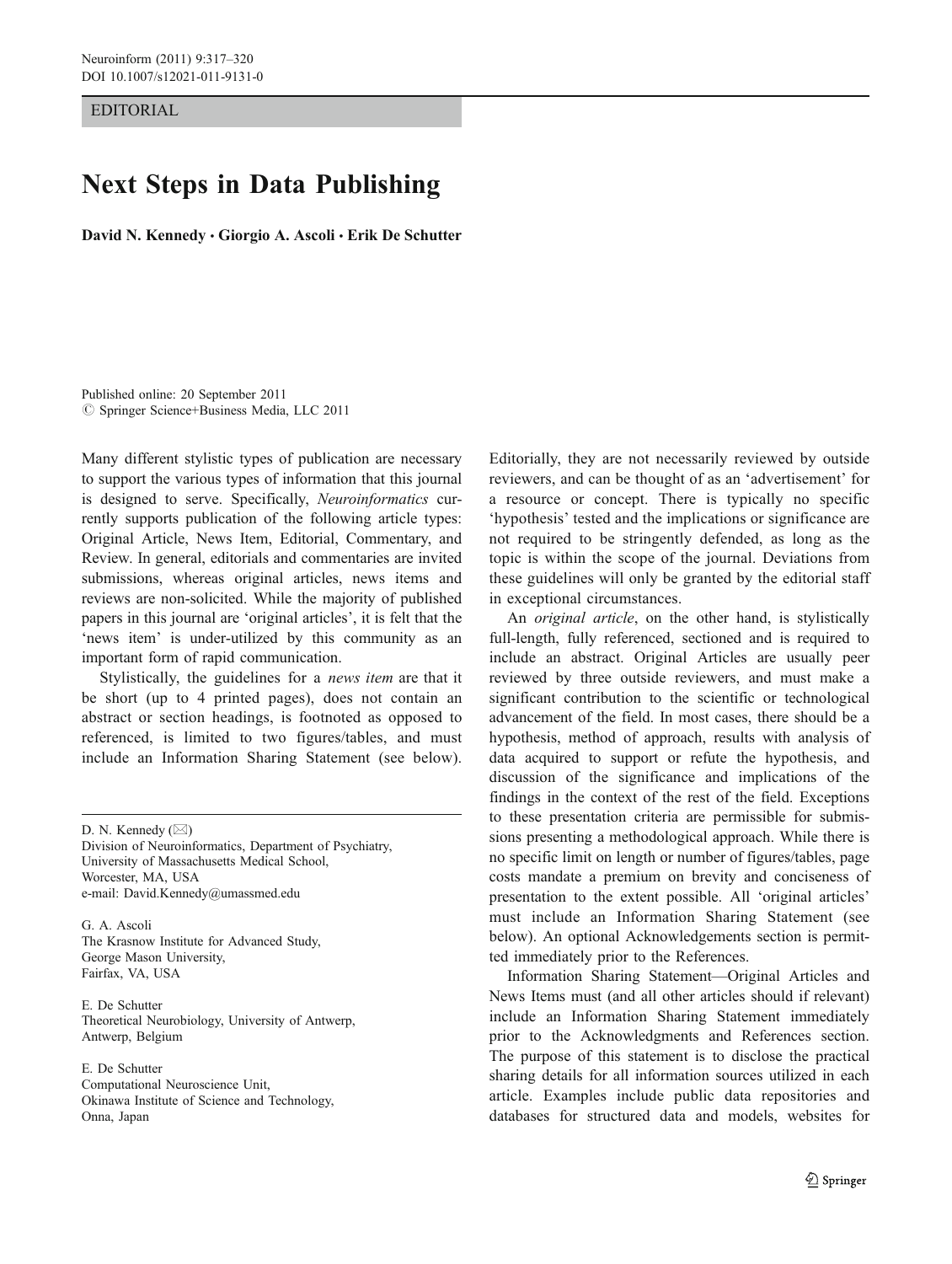EDITORIAL

# Next Steps in Data Publishing

**David N. Kennedy · Giorgio A. Ascoli · Erik De Schutter**

Published online: 20 September 2011
© Springer Science+Business Media, LLC 2011

D. N. Kennedy (✉)
Division of Neuroinformatics, Department of Psychiatry, University of Massachusetts Medical School, Worcester, MA, USA
e-mail: David.Kennedy@umassmed.edu

G. A. Ascoli
The Krasnow Institute for Advanced Study, George Mason University, Fairfax, VA, USA

E. De Schutter
Theoretical Neurobiology, University of Antwerp, Antwerp, Belgium

E. De Schutter
Computational Neuroscience Unit, Okinawa Institute of Science and Technology, Onna, Japan

Many different stylistic types of publication are necessary to support the various types of information that this journal is designed to serve. Specifically, *Neuroinformatics* currently supports publication of the following article types: Original Article, News Item, Editorial, Commentary, and Review. In general, editorials and commentaries are invited submissions, whereas original articles, news items and reviews are non-solicited. While the majority of published papers in this journal are 'original articles', it is felt that the 'news item' is under-utilized by this community as an important form of rapid communication.

Stylistically, the guidelines for a *news item* are that it be short (up to 4 printed pages), does not contain an abstract or section headings, is footnoted as opposed to referenced, is limited to two figures/tables, and must include an Information Sharing Statement (see below). Editorially, they are not necessarily reviewed by outside reviewers, and can be thought of as an 'advertisement' for a resource or concept. There is typically no specific 'hypothesis' tested and the implications or significance are not required to be stringently defended, as long as the topic is within the scope of the journal. Deviations from these guidelines will only be granted by the editorial staff in exceptional circumstances.

An *original article*, on the other hand, is stylistically full-length, fully referenced, sectioned and is required to include an abstract. Original Articles are usually peer reviewed by three outside reviewers, and must make a significant contribution to the scientific or technological advancement of the field. In most cases, there should be a hypothesis, method of approach, results with analysis of data acquired to support or refute the hypothesis, and discussion of the significance and implications of the findings in the context of the rest of the field. Exceptions to these presentation criteria are permissible for submissions presenting a methodological approach. While there is no specific limit on length or number of figures/tables, page costs mandate a premium on brevity and conciseness of presentation to the extent possible. All 'original articles' must include an Information Sharing Statement (see below). An optional Acknowledgements section is permitted immediately prior to the References.

Information Sharing Statement—Original Articles and News Items must (and all other articles should if relevant) include an Information Sharing Statement immediately prior to the Acknowledgments and References section. The purpose of this statement is to disclose the practical sharing details for all information sources utilized in each article. Examples include public data repositories and databases for structured data and models, websites for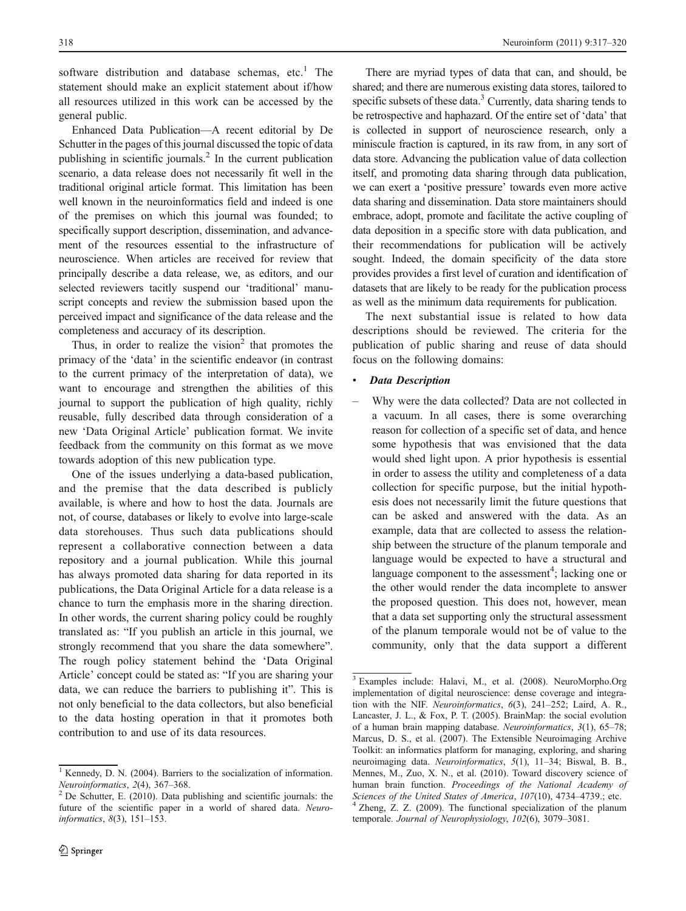software distribution and database schemas, etc.[1] The statement should make an explicit statement about if/how all resources utilized in this work can be accessed by the general public.

Enhanced Data Publication—A recent editorial by De Schutter in the pages of this journal discussed the topic of data publishing in scientific journals.[2] In the current publication scenario, a data release does not necessarily fit well in the traditional original article format. This limitation has been well known in the neuroinformatics field and indeed is one of the premises on which this journal was founded; to specifically support description, dissemination, and advancement of the resources essential to the infrastructure of neuroscience. When articles are received for review that principally describe a data release, we, as editors, and our selected reviewers tacitly suspend our 'traditional' manuscript concepts and review the submission based upon the perceived impact and significance of the data release and the completeness and accuracy of its description.

Thus, in order to realize the vision[2] that promotes the primacy of the 'data' in the scientific endeavor (in contrast to the current primacy of the interpretation of data), we want to encourage and strengthen the abilities of this journal to support the publication of high quality, richly reusable, fully described data through consideration of a new 'Data Original Article' publication format. We invite feedback from the community on this format as we move towards adoption of this new publication type.

One of the issues underlying a data-based publication, and the premise that the data described is publicly available, is where and how to host the data. Journals are not, of course, databases or likely to evolve into large-scale data storehouses. Thus such data publications should represent a collaborative connection between a data repository and a journal publication. While this journal has always promoted data sharing for data reported in its publications, the Data Original Article for a data release is a chance to turn the emphasis more in the sharing direction. In other words, the current sharing policy could be roughly translated as: "If you publish an article in this journal, we strongly recommend that you share the data somewhere". The rough policy statement behind the 'Data Original Article' concept could be stated as: "If you are sharing your data, we can reduce the barriers to publishing it". This is not only beneficial to the data collectors, but also beneficial to the data hosting operation in that it promotes both contribution to and use of its data resources.

There are myriad types of data that can, and should, be shared; and there are numerous existing data stores, tailored to specific subsets of these data.[3] Currently, data sharing tends to be retrospective and haphazard. Of the entire set of 'data' that is collected in support of neuroscience research, only a miniscule fraction is captured, in its raw from, in any sort of data store. Advancing the publication value of data collection itself, and promoting data sharing through data publication, we can exert a 'positive pressure' towards even more active data sharing and dissemination. Data store maintainers should embrace, adopt, promote and facilitate the active coupling of data deposition in a specific store with data publication, and their recommendations for publication will be actively sought. Indeed, the domain specificity of the data store provides provides a first level of curation and identification of datasets that are likely to be ready for the publication process as well as the minimum data requirements for publication.

The next substantial issue is related to how data descriptions should be reviewed. The criteria for the publication of public sharing and reuse of data should focus on the following domains:

- ***Data Description***
  - Why were the data collected? Data are not collected in a vacuum. In all cases, there is some overarching reason for collection of a specific set of data, and hence some hypothesis that was envisioned that the data would shed light upon. A prior hypothesis is essential in order to assess the utility and completeness of a data collection for specific purpose, but the initial hypothesis does not necessarily limit the future questions that can be asked and answered with the data. As an example, data that are collected to assess the relationship between the structure of the planum temporale and language would be expected to have a structural and language component to the assessment[4]; lacking one or the other would render the data incomplete to answer the proposed question. This does not, however, mean that a data set supporting only the structural assessment of the planum temporale would not be of value to the community, only that the data support a different

---

[1] Kennedy, D. N. (2004). Barriers to the socialization of information. *Neuroinformatics*, *2*(4), 367–368.

[2] De Schutter, E. (2010). Data publishing and scientific journals: the future of the scientific paper in a world of shared data. *Neuroinformatics*, *8*(3), 151–153.

[3] Examples include: Halavi, M., et al. (2008). NeuroMorpho.Org implementation of digital neuroscience: dense coverage and integration with the NIF. *Neuroinformatics*, *6*(3), 241–252; Laird, A. R., Lancaster, J. L., & Fox, P. T. (2005). BrainMap: the social evolution of a human brain mapping database. *Neuroinformatics*, *3*(1), 65–78; Marcus, D. S., et al. (2007). The Extensible Neuroimaging Archive Toolkit: an informatics platform for managing, exploring, and sharing neuroimaging data. *Neuroinformatics*, *5*(1), 11–34; Biswal, B. B., Mennes, M., Zuo, X. N., et al. (2010). Toward discovery science of human brain function. *Proceedings of the National Academy of Sciences of the United States of America*, *107*(10), 4734–4739.; etc.

[4] Zheng, Z. Z. (2009). The functional specialization of the planum temporale. *Journal of Neurophysiology*, *102*(6), 3079–3081.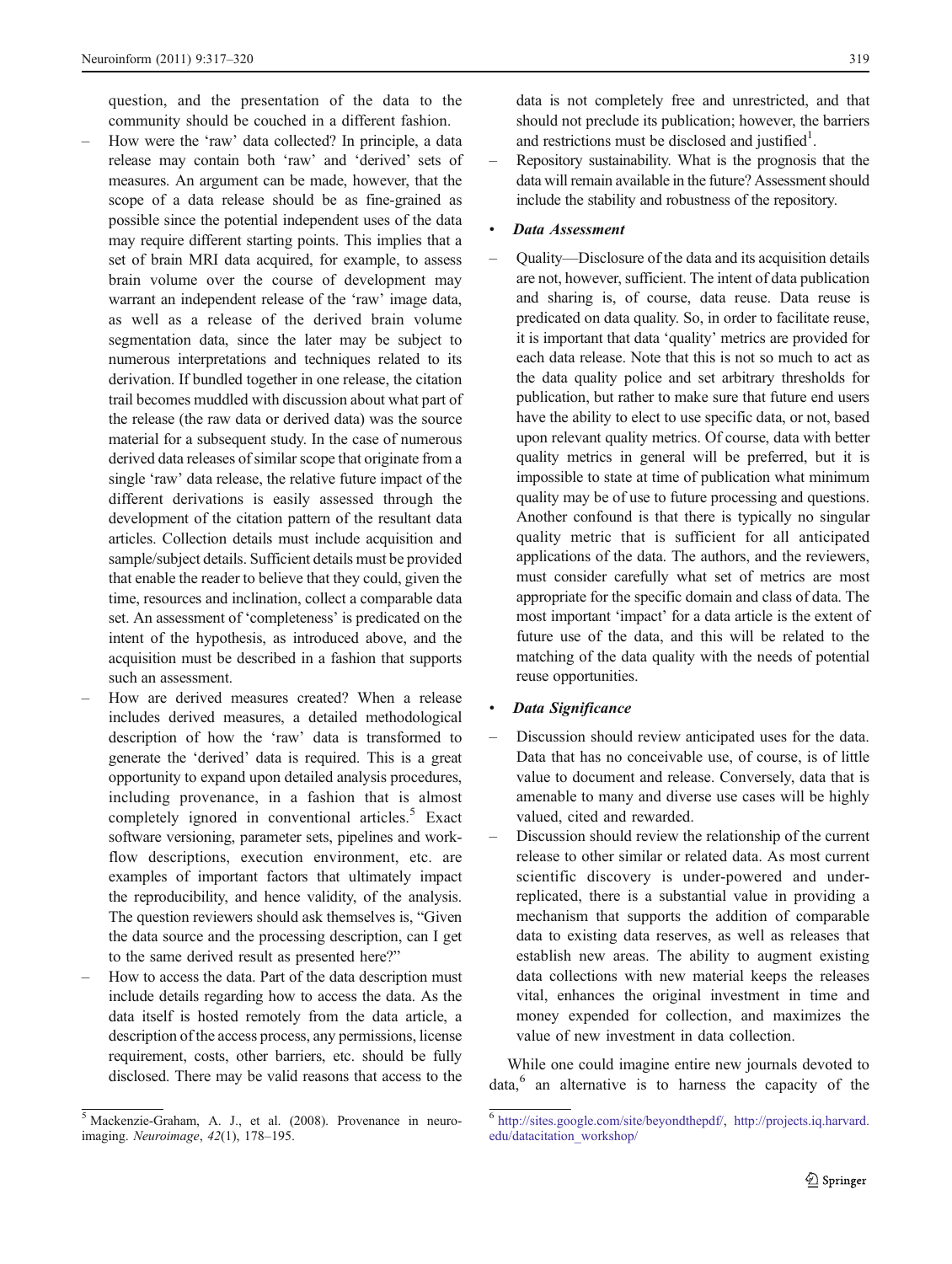question, and the presentation of the data to the community should be couched in a different fashion.

- How were the 'raw' data collected? In principle, a data release may contain both 'raw' and 'derived' sets of measures. An argument can be made, however, that the scope of a data release should be as fine-grained as possible since the potential independent uses of the data may require different starting points. This implies that a set of brain MRI data acquired, for example, to assess brain volume over the course of development may warrant an independent release of the 'raw' image data, as well as a release of the derived brain volume segmentation data, since the later may be subject to numerous interpretations and techniques related to its derivation. If bundled together in one release, the citation trail becomes muddled with discussion about what part of the release (the raw data or derived data) was the source material for a subsequent study. In the case of numerous derived data releases of similar scope that originate from a single 'raw' data release, the relative future impact of the different derivations is easily assessed through the development of the citation pattern of the resultant data articles. Collection details must include acquisition and sample/subject details. Sufficient details must be provided that enable the reader to believe that they could, given the time, resources and inclination, collect a comparable data set. An assessment of 'completeness' is predicated on the intent of the hypothesis, as introduced above, and the acquisition must be described in a fashion that supports such an assessment.
- How are derived measures created? When a release includes derived measures, a detailed methodological description of how the 'raw' data is transformed to generate the 'derived' data is required. This is a great opportunity to expand upon detailed analysis procedures, including provenance, in a fashion that is almost completely ignored in conventional articles.[5] Exact software versioning, parameter sets, pipelines and workflow descriptions, execution environment, etc. are examples of important factors that ultimately impact the reproducibility, and hence validity, of the analysis. The question reviewers should ask themselves is, "Given the data source and the processing description, can I get to the same derived result as presented here?"
- How to access the data. Part of the data description must include details regarding how to access the data. As the data itself is hosted remotely from the data article, a description of the access process, any permissions, license requirement, costs, other barriers, etc. should be fully disclosed. There may be valid reasons that access to the data is not completely free and unrestricted, and that should not preclude its publication; however, the barriers and restrictions must be disclosed and justified[1].
- Repository sustainability. What is the prognosis that the data will remain available in the future? Assessment should include the stability and robustness of the repository.

- ***Data Assessment***

- Quality—Disclosure of the data and its acquisition details are not, however, sufficient. The intent of data publication and sharing is, of course, data reuse. Data reuse is predicated on data quality. So, in order to facilitate reuse, it is important that data 'quality' metrics are provided for each data release. Note that this is not so much to act as the data quality police and set arbitrary thresholds for publication, but rather to make sure that future end users have the ability to elect to use specific data, or not, based upon relevant quality metrics. Of course, data with better quality metrics in general will be preferred, but it is impossible to state at time of publication what minimum quality may be of use to future processing and questions. Another confound is that there is typically no singular quality metric that is sufficient for all anticipated applications of the data. The authors, and the reviewers, must consider carefully what set of metrics are most appropriate for the specific domain and class of data. The most important 'impact' for a data article is the extent of future use of the data, and this will be related to the matching of the data quality with the needs of potential reuse opportunities.

- ***Data Significance***

- Discussion should review anticipated uses for the data. Data that has no conceivable use, of course, is of little value to document and release. Conversely, data that is amenable to many and diverse use cases will be highly valued, cited and rewarded.
- Discussion should review the relationship of the current release to other similar or related data. As most current scientific discovery is under-powered and under-replicated, there is a substantial value in providing a mechanism that supports the addition of comparable data to existing data reserves, as well as releases that establish new areas. The ability to augment existing data collections with new material keeps the releases vital, enhances the original investment in time and money expended for collection, and maximizes the value of new investment in data collection.

While one could imagine entire new journals devoted to data,[6] an alternative is to harness the capacity of the

---

[5] Mackenzie-Graham, A. J., et al. (2008). Provenance in neuroimaging. *Neuroimage*, *42*(1), 178–195.

[6] http://sites.google.com/site/beyondthepdf/, http://projects.iq.harvard.edu/datacitation_workshop/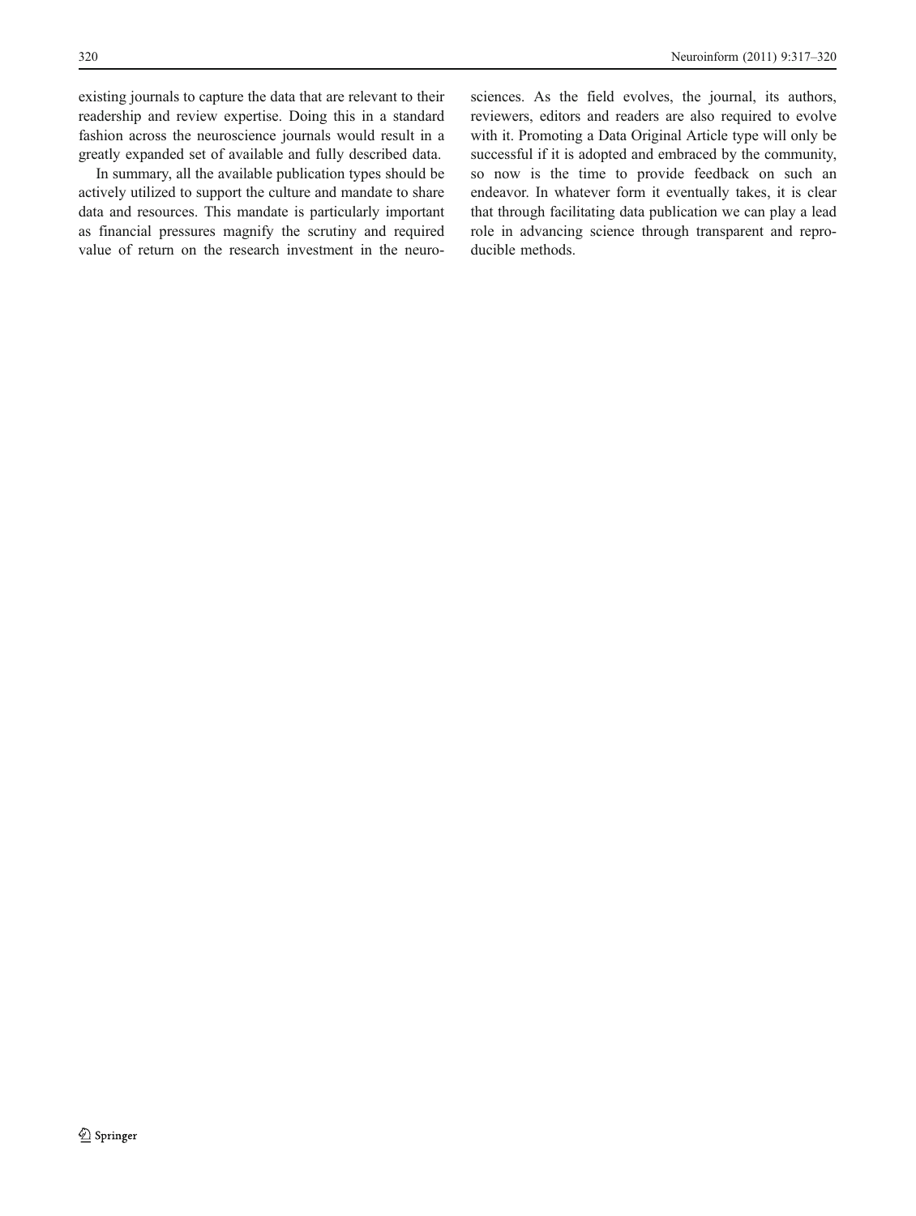existing journals to capture the data that are relevant to their readership and review expertise. Doing this in a standard fashion across the neuroscience journals would result in a greatly expanded set of available and fully described data.

In summary, all the available publication types should be actively utilized to support the culture and mandate to share data and resources. This mandate is particularly important as financial pressures magnify the scrutiny and required value of return on the research investment in the neurosciences. As the field evolves, the journal, its authors, reviewers, editors and readers are also required to evolve with it. Promoting a Data Original Article type will only be successful if it is adopted and embraced by the community, so now is the time to provide feedback on such an endeavor. In whatever form it eventually takes, it is clear that through facilitating data publication we can play a lead role in advancing science through transparent and reproducible methods.